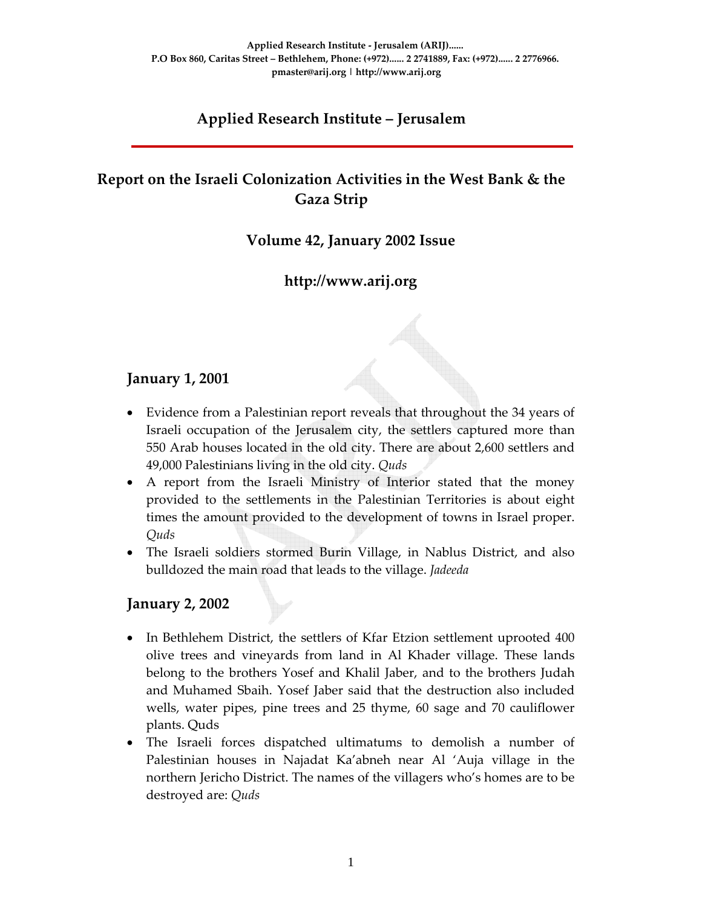Applied Research Institute - Jerusalem (ARIJ)......
P.O Box 860, Caritas Street – Bethlehem, Phone: (+972)...... 2 2741889, Fax: (+972)...... 2 2776966.
pmaster@arij.org | http://www.arij.org

# Applied Research Institute – Jerusalem

## Report on the Israeli Colonization Activities in the West Bank & the Gaza Strip

### Volume 42, January 2002 Issue

### http://www.arij.org

## January 1, 2001

- Evidence from a Palestinian report reveals that throughout the 34 years of Israeli occupation of the Jerusalem city, the settlers captured more than 550 Arab houses located in the old city. There are about 2,600 settlers and 49,000 Palestinians living in the old city. *Quds*
- A report from the Israeli Ministry of Interior stated that the money provided to the settlements in the Palestinian Territories is about eight times the amount provided to the development of towns in Israel proper. *Quds*
- The Israeli soldiers stormed Burin Village, in Nablus District, and also bulldozed the main road that leads to the village. *Jadeeda*

## January 2, 2002

- In Bethlehem District, the settlers of Kfar Etzion settlement uprooted 400 olive trees and vineyards from land in Al Khader village. These lands belong to the brothers Yosef and Khalil Jaber, and to the brothers Judah and Muhamed Sbaih. Yosef Jaber said that the destruction also included wells, water pipes, pine trees and 25 thyme, 60 sage and 70 cauliflower plants. Quds
- The Israeli forces dispatched ultimatums to demolish a number of Palestinian houses in Najadat Ka'abneh near Al 'Auja village in the northern Jericho District. The names of the villagers who's homes are to be destroyed are: *Quds*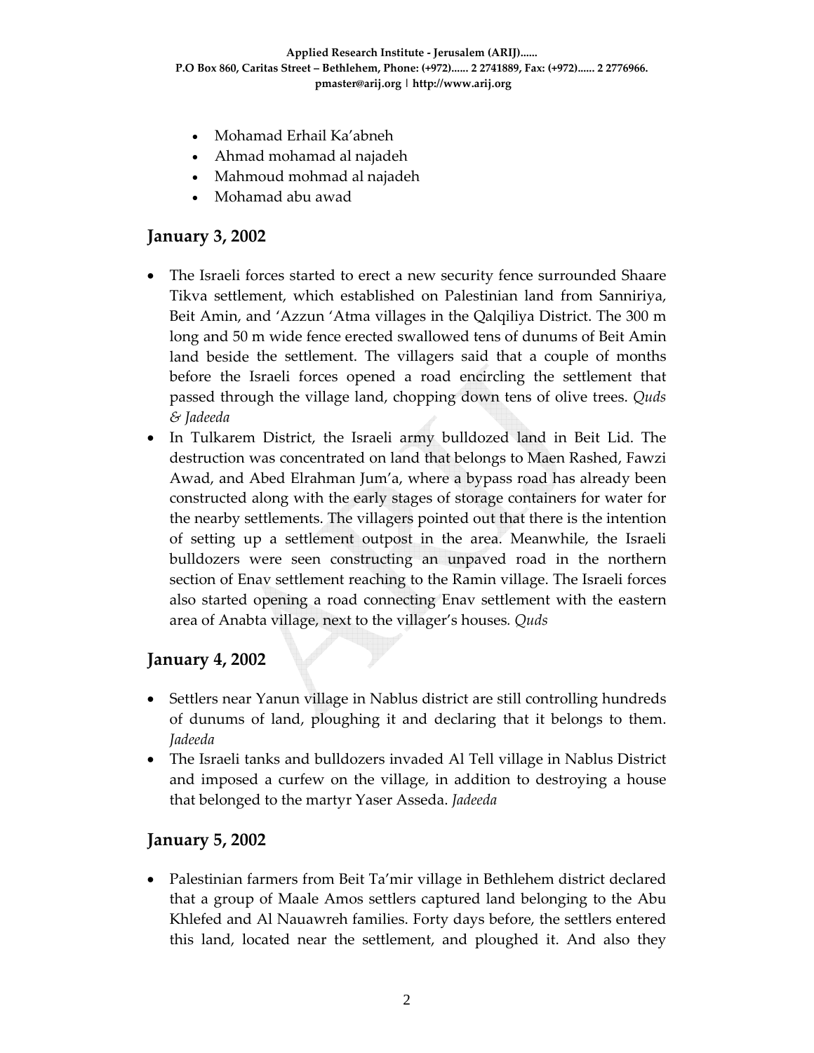- Mohamad Erhail Ka'abneh
- Ahmad mohamad al najadeh
- Mahmoud mohmad al najadeh
- Mohamad abu awad

## January 3, 2002

- The Israeli forces started to erect a new security fence surrounded Shaare Tikva settlement, which established on Palestinian land from Sanniriya, Beit Amin, and 'Azzun 'Atma villages in the Qalqiliya District. The 300 m long and 50 m wide fence erected swallowed tens of dunums of Beit Amin land beside the settlement. The villagers said that a couple of months before the Israeli forces opened a road encircling the settlement that passed through the village land, chopping down tens of olive trees. *Quds & Jadeeda*
- In Tulkarem District, the Israeli army bulldozed land in Beit Lid. The destruction was concentrated on land that belongs to Maen Rashed, Fawzi Awad, and Abed Elrahman Jum'a, where a bypass road has already been constructed along with the early stages of storage containers for water for the nearby settlements. The villagers pointed out that there is the intention of setting up a settlement outpost in the area. Meanwhile, the Israeli bulldozers were seen constructing an unpaved road in the northern section of Enav settlement reaching to the Ramin village. The Israeli forces also started opening a road connecting Enav settlement with the eastern area of Anabta village, next to the villager's houses. *Quds*

## January 4, 2002

- Settlers near Yanun village in Nablus district are still controlling hundreds of dunums of land, ploughing it and declaring that it belongs to them. *Jadeeda*
- The Israeli tanks and bulldozers invaded Al Tell village in Nablus District and imposed a curfew on the village, in addition to destroying a house that belonged to the martyr Yaser Asseda. *Jadeeda*

## January 5, 2002

- Palestinian farmers from Beit Ta'mir village in Bethlehem district declared that a group of Maale Amos settlers captured land belonging to the Abu Khlefed and Al Nauawreh families. Forty days before, the settlers entered this land, located near the settlement, and ploughed it. And also they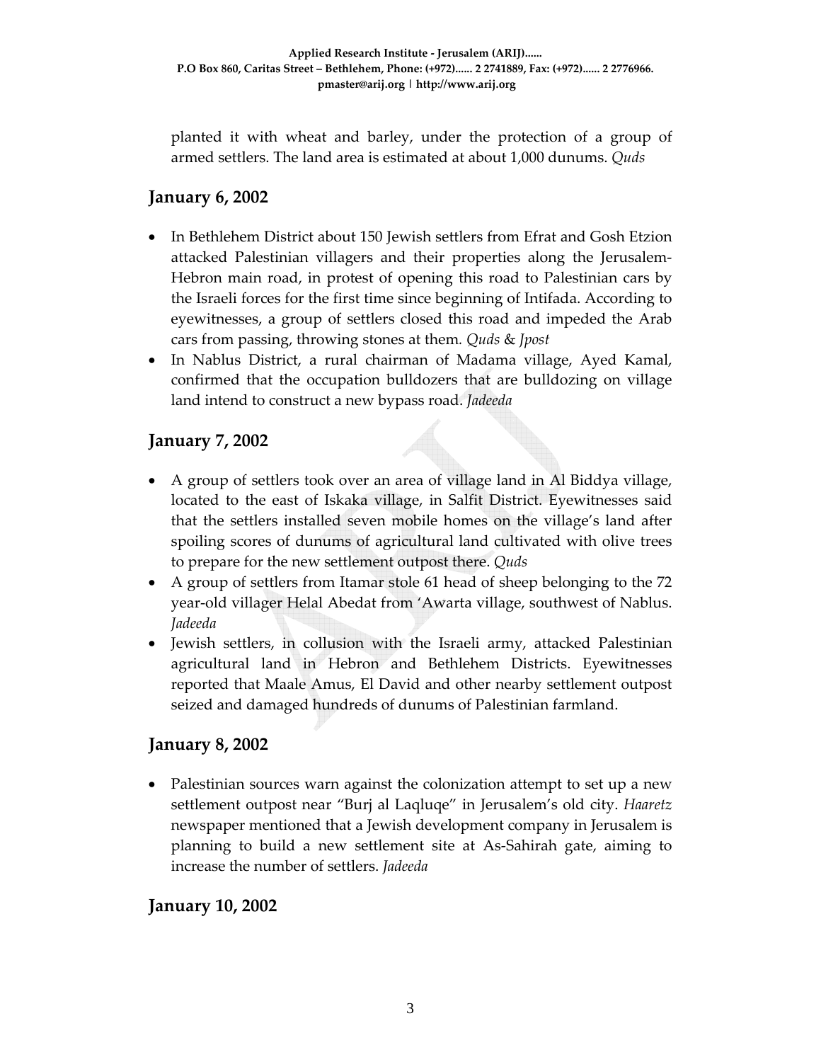planted it with wheat and barley, under the protection of a group of armed settlers. The land area is estimated at about 1,000 dunums. *Quds*

## January 6, 2002

- In Bethlehem District about 150 Jewish settlers from Efrat and Gosh Etzion attacked Palestinian villagers and their properties along the Jerusalem-Hebron main road, in protest of opening this road to Palestinian cars by the Israeli forces for the first time since beginning of Intifada. According to eyewitnesses, a group of settlers closed this road and impeded the Arab cars from passing, throwing stones at them. *Quds* & *Jpost*
- In Nablus District, a rural chairman of Madama village, Ayed Kamal, confirmed that the occupation bulldozers that are bulldozing on village land intend to construct a new bypass road. *Jadeeda*

## January 7, 2002

- A group of settlers took over an area of village land in Al Biddya village, located to the east of Iskaka village, in Salfit District. Eyewitnesses said that the settlers installed seven mobile homes on the village's land after spoiling scores of dunums of agricultural land cultivated with olive trees to prepare for the new settlement outpost there. *Quds*
- A group of settlers from Itamar stole 61 head of sheep belonging to the 72 year-old villager Helal Abedat from 'Awarta village, southwest of Nablus. *Jadeeda*
- Jewish settlers, in collusion with the Israeli army, attacked Palestinian agricultural land in Hebron and Bethlehem Districts. Eyewitnesses reported that Maale Amus, El David and other nearby settlement outpost seized and damaged hundreds of dunums of Palestinian farmland.

## January 8, 2002

- Palestinian sources warn against the colonization attempt to set up a new settlement outpost near "Burj al Laqluqe" in Jerusalem's old city. *Haaretz* newspaper mentioned that a Jewish development company in Jerusalem is planning to build a new settlement site at As-Sahirah gate, aiming to increase the number of settlers. *Jadeeda*

## January 10, 2002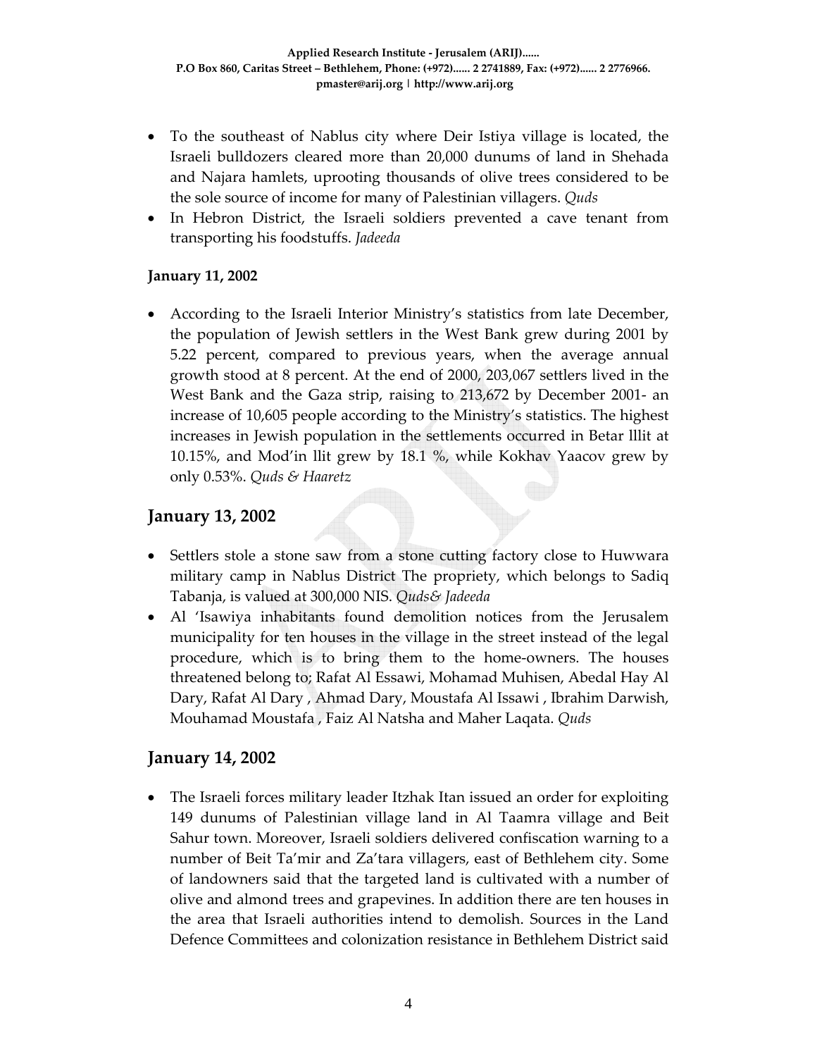- To the southeast of Nablus city where Deir Istiya village is located, the Israeli bulldozers cleared more than 20,000 dunums of land in Shehada and Najara hamlets, uprooting thousands of olive trees considered to be the sole source of income for many of Palestinian villagers. *Quds*
- In Hebron District, the Israeli soldiers prevented a cave tenant from transporting his foodstuffs. *Jadeeda*

**January 11, 2002**

- According to the Israeli Interior Ministry's statistics from late December, the population of Jewish settlers in the West Bank grew during 2001 by 5.22 percent, compared to previous years, when the average annual growth stood at 8 percent. At the end of 2000, 203,067 settlers lived in the West Bank and the Gaza strip, raising to 213,672 by December 2001- an increase of 10,605 people according to the Ministry's statistics. The highest increases in Jewish population in the settlements occurred in Betar lllit at 10.15%, and Mod'in llit grew by 18.1 %, while Kokhav Yaacov grew by only 0.53%. *Quds & Haaretz*

## January 13, 2002

- Settlers stole a stone saw from a stone cutting factory close to Huwwara military camp in Nablus District The propriety, which belongs to Sadiq Tabanja, is valued at 300,000 NIS. *Quds& Jadeeda*
- Al 'Isawiya inhabitants found demolition notices from the Jerusalem municipality for ten houses in the village in the street instead of the legal procedure, which is to bring them to the home-owners. The houses threatened belong to; Rafat Al Essawi, Mohamad Muhisen, Abedal Hay Al Dary, Rafat Al Dary , Ahmad Dary, Moustafa Al Issawi , Ibrahim Darwish, Mouhamad Moustafa , Faiz Al Natsha and Maher Laqata. *Quds*

## January 14, 2002

- The Israeli forces military leader Itzhak Itan issued an order for exploiting 149 dunums of Palestinian village land in Al Taamra village and Beit Sahur town. Moreover, Israeli soldiers delivered confiscation warning to a number of Beit Ta'mir and Za'tara villagers, east of Bethlehem city. Some of landowners said that the targeted land is cultivated with a number of olive and almond trees and grapevines. In addition there are ten houses in the area that Israeli authorities intend to demolish. Sources in the Land Defence Committees and colonization resistance in Bethlehem District said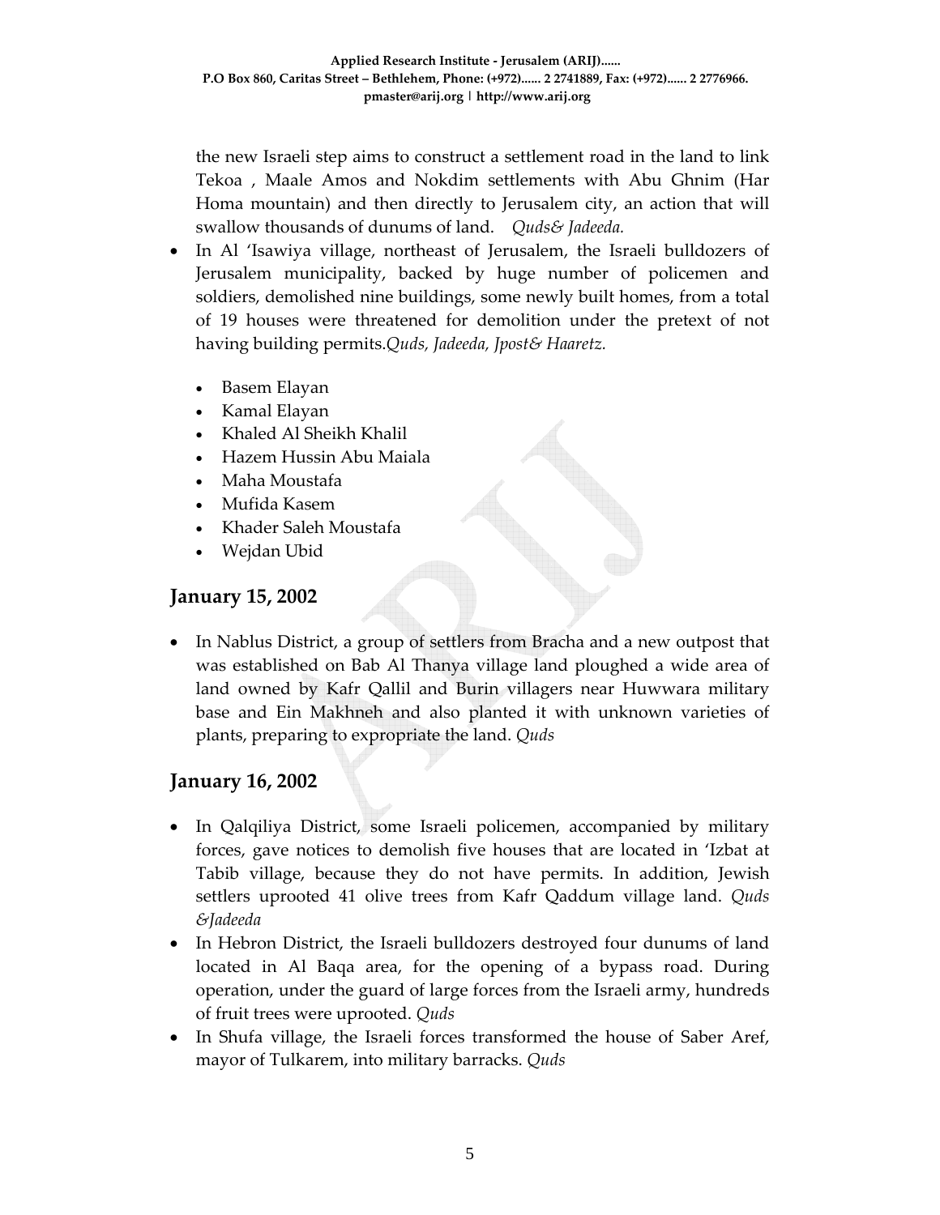the new Israeli step aims to construct a settlement road in the land to link Tekoa , Maale Amos and Nokdim settlements with Abu Ghnim (Har Homa mountain) and then directly to Jerusalem city, an action that will swallow thousands of dunums of land. *Quds& Jadeeda.*

- In Al 'Isawiya village, northeast of Jerusalem, the Israeli bulldozers of Jerusalem municipality, backed by huge number of policemen and soldiers, demolished nine buildings, some newly built homes, from a total of 19 houses were threatened for demolition under the pretext of not having building permits.*Quds, Jadeeda, Jpost& Haaretz.*

    - Basem Elayan
    - Kamal Elayan
    - Khaled Al Sheikh Khalil
    - Hazem Hussin Abu Maiala
    - Maha Moustafa
    - Mufida Kasem
    - Khader Saleh Moustafa
    - Wejdan Ubid

## January 15, 2002

- In Nablus District, a group of settlers from Bracha and a new outpost that was established on Bab Al Thanya village land ploughed a wide area of land owned by Kafr Qallil and Burin villagers near Huwwara military base and Ein Makhneh and also planted it with unknown varieties of plants, preparing to expropriate the land. *Quds*

## January 16, 2002

- In Qalqiliya District, some Israeli policemen, accompanied by military forces, gave notices to demolish five houses that are located in 'Izbat at Tabib village, because they do not have permits. In addition, Jewish settlers uprooted 41 olive trees from Kafr Qaddum village land. *Quds &Jadeeda*
- In Hebron District, the Israeli bulldozers destroyed four dunums of land located in Al Baqa area, for the opening of a bypass road. During operation, under the guard of large forces from the Israeli army, hundreds of fruit trees were uprooted. *Quds*
- In Shufa village, the Israeli forces transformed the house of Saber Aref, mayor of Tulkarem, into military barracks. *Quds*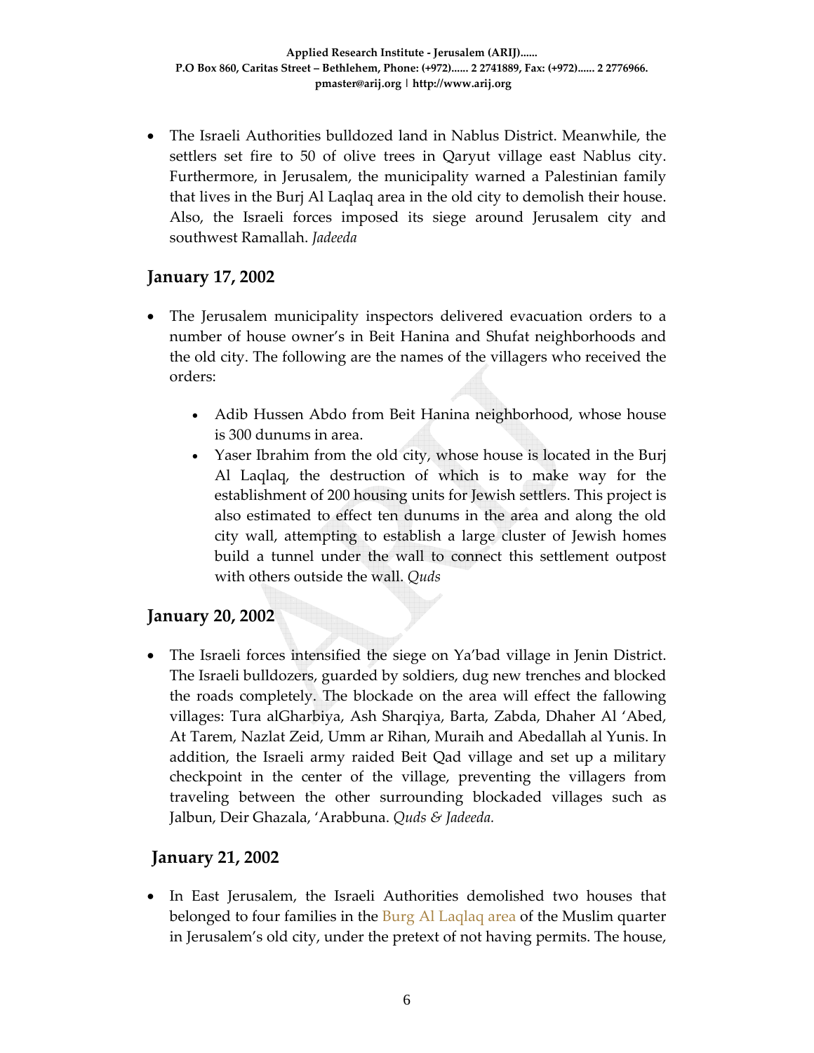- The Israeli Authorities bulldozed land in Nablus District. Meanwhile, the settlers set fire to 50 of olive trees in Qaryut village east Nablus city. Furthermore, in Jerusalem, the municipality warned a Palestinian family that lives in the Burj Al Laqlaq area in the old city to demolish their house. Also, the Israeli forces imposed its siege around Jerusalem city and southwest Ramallah. *Jadeeda*

## January 17, 2002

- The Jerusalem municipality inspectors delivered evacuation orders to a number of house owner's in Beit Hanina and Shufat neighborhoods and the old city. The following are the names of the villagers who received the orders:
    - Adib Hussen Abdo from Beit Hanina neighborhood, whose house is 300 dunums in area.
    - Yaser Ibrahim from the old city, whose house is located in the Burj Al Laqlaq, the destruction of which is to make way for the establishment of 200 housing units for Jewish settlers. This project is also estimated to effect ten dunums in the area and along the old city wall, attempting to establish a large cluster of Jewish homes build a tunnel under the wall to connect this settlement outpost with others outside the wall. *Quds*

## January 20, 2002

- The Israeli forces intensified the siege on Ya'bad village in Jenin District. The Israeli bulldozers, guarded by soldiers, dug new trenches and blocked the roads completely. The blockade on the area will effect the fallowing villages: Tura alGharbiya, Ash Sharqiya, Barta, Zabda, Dhaher Al 'Abed, At Tarem, Nazlat Zeid, Umm ar Rihan, Muraih and Abedallah al Yunis. In addition, the Israeli army raided Beit Qad village and set up a military checkpoint in the center of the village, preventing the villagers from traveling between the other surrounding blockaded villages such as Jalbun, Deir Ghazala, 'Arabbuna. *Quds & Jadeeda.*

## January 21, 2002

- In East Jerusalem, the Israeli Authorities demolished two houses that belonged to four families in the Burg Al Laqlaq area of the Muslim quarter in Jerusalem's old city, under the pretext of not having permits. The house,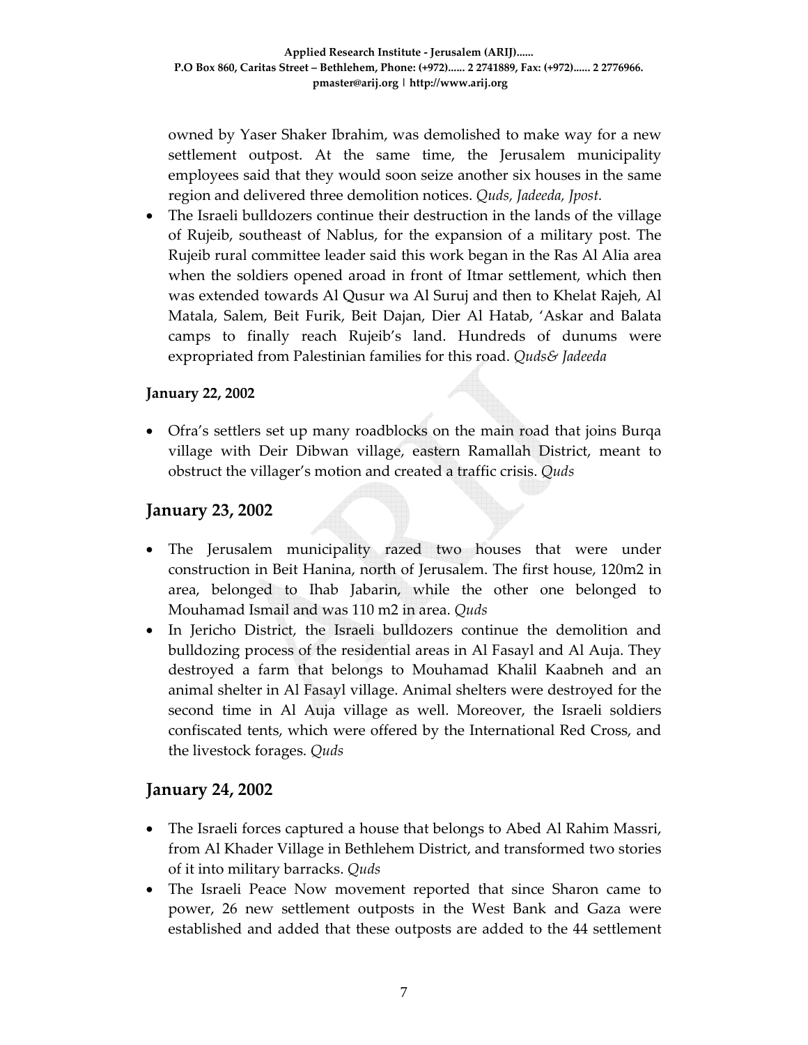owned by Yaser Shaker Ibrahim, was demolished to make way for a new settlement outpost. At the same time, the Jerusalem municipality employees said that they would soon seize another six houses in the same region and delivered three demolition notices. *Quds, Jadeeda, Jpost.*

- The Israeli bulldozers continue their destruction in the lands of the village of Rujeib, southeast of Nablus, for the expansion of a military post. The Rujeib rural committee leader said this work began in the Ras Al Alia area when the soldiers opened aroad in front of Itmar settlement, which then was extended towards Al Qusur wa Al Suruj and then to Khelat Rajeh, Al Matala, Salem, Beit Furik, Beit Dajan, Dier Al Hatab, 'Askar and Balata camps to finally reach Rujeib's land. Hundreds of dunums were expropriated from Palestinian families for this road. *Quds& Jadeeda*

**January 22, 2002**

- Ofra's settlers set up many roadblocks on the main road that joins Burqa village with Deir Dibwan village, eastern Ramallah District, meant to obstruct the villager's motion and created a traffic crisis. *Quds*

## January 23, 2002

- The Jerusalem municipality razed two houses that were under construction in Beit Hanina, north of Jerusalem. The first house, 120m2 in area, belonged to Ihab Jabarin, while the other one belonged to Mouhamad Ismail and was 110 m2 in area. *Quds*
- In Jericho District, the Israeli bulldozers continue the demolition and bulldozing process of the residential areas in Al Fasayl and Al Auja. They destroyed a farm that belongs to Mouhamad Khalil Kaabneh and an animal shelter in Al Fasayl village. Animal shelters were destroyed for the second time in Al Auja village as well. Moreover, the Israeli soldiers confiscated tents, which were offered by the International Red Cross, and the livestock forages. *Quds*

## January 24, 2002

- The Israeli forces captured a house that belongs to Abed Al Rahim Massri, from Al Khader Village in Bethlehem District, and transformed two stories of it into military barracks. *Quds*
- The Israeli Peace Now movement reported that since Sharon came to power, 26 new settlement outposts in the West Bank and Gaza were established and added that these outposts are added to the 44 settlement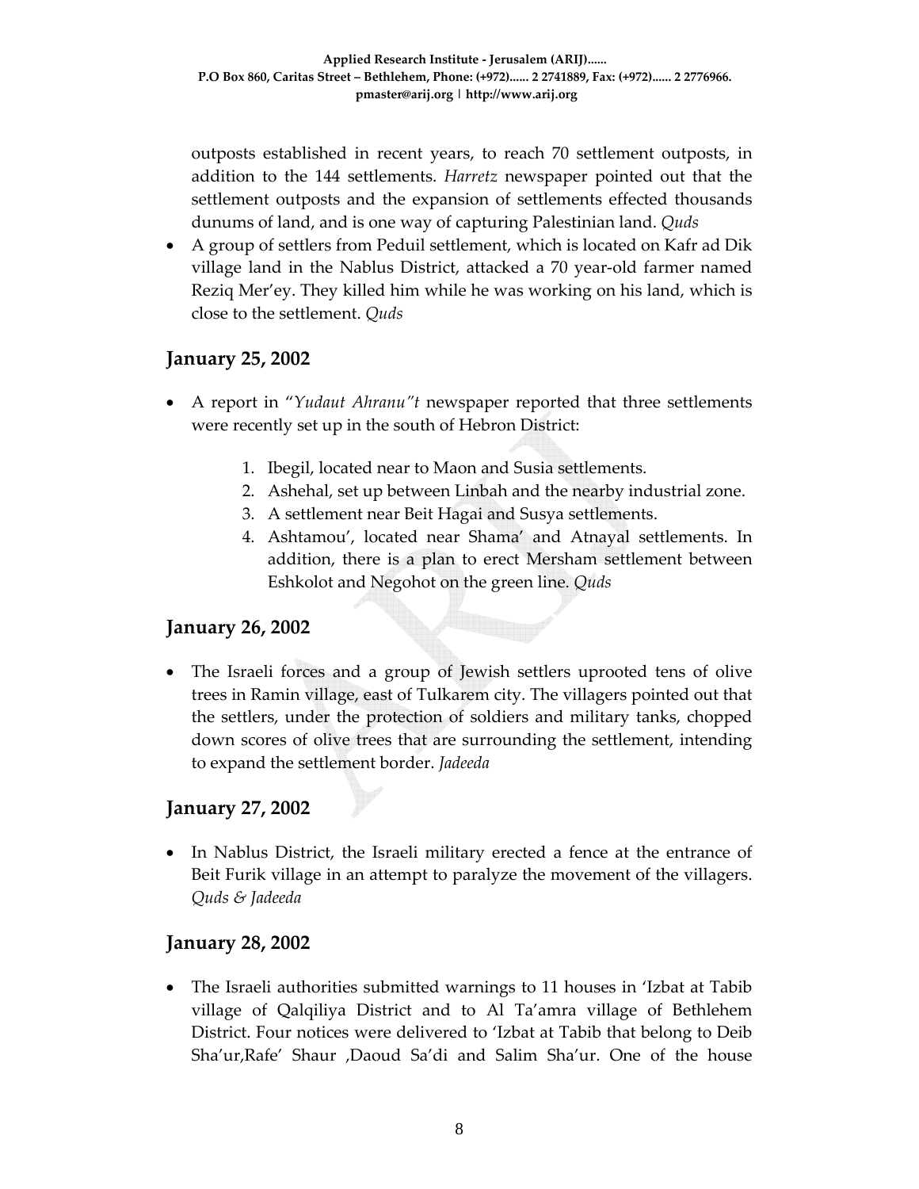outposts established in recent years, to reach 70 settlement outposts, in addition to the 144 settlements. *Harretz* newspaper pointed out that the settlement outposts and the expansion of settlements effected thousands dunums of land, and is one way of capturing Palestinian land. *Quds*

- A group of settlers from Peduil settlement, which is located on Kafr ad Dik village land in the Nablus District, attacked a 70 year-old farmer named Reziq Mer'ey. They killed him while he was working on his land, which is close to the settlement. *Quds*

## January 25, 2002

- A report in "*Yudaut Ahranu"t* newspaper reported that three settlements were recently set up in the south of Hebron District:
    1. Ibegil, located near to Maon and Susia settlements.
    2. Ashehal, set up between Linbah and the nearby industrial zone.
    3. A settlement near Beit Hagai and Susya settlements.
    4. Ashtamou', located near Shama' and Atnayal settlements. In addition, there is a plan to erect Mersham settlement between Eshkolot and Negohot on the green line. *Quds*

## January 26, 2002

- The Israeli forces and a group of Jewish settlers uprooted tens of olive trees in Ramin village, east of Tulkarem city. The villagers pointed out that the settlers, under the protection of soldiers and military tanks, chopped down scores of olive trees that are surrounding the settlement, intending to expand the settlement border. *Jadeeda*

## January 27, 2002

- In Nablus District, the Israeli military erected a fence at the entrance of Beit Furik village in an attempt to paralyze the movement of the villagers. *Quds & Jadeeda*

## January 28, 2002

- The Israeli authorities submitted warnings to 11 houses in 'Izbat at Tabib village of Qalqiliya District and to Al Ta'amra village of Bethlehem District. Four notices were delivered to 'Izbat at Tabib that belong to Deib Sha'ur,Rafe' Shaur ,Daoud Sa'di and Salim Sha'ur. One of the house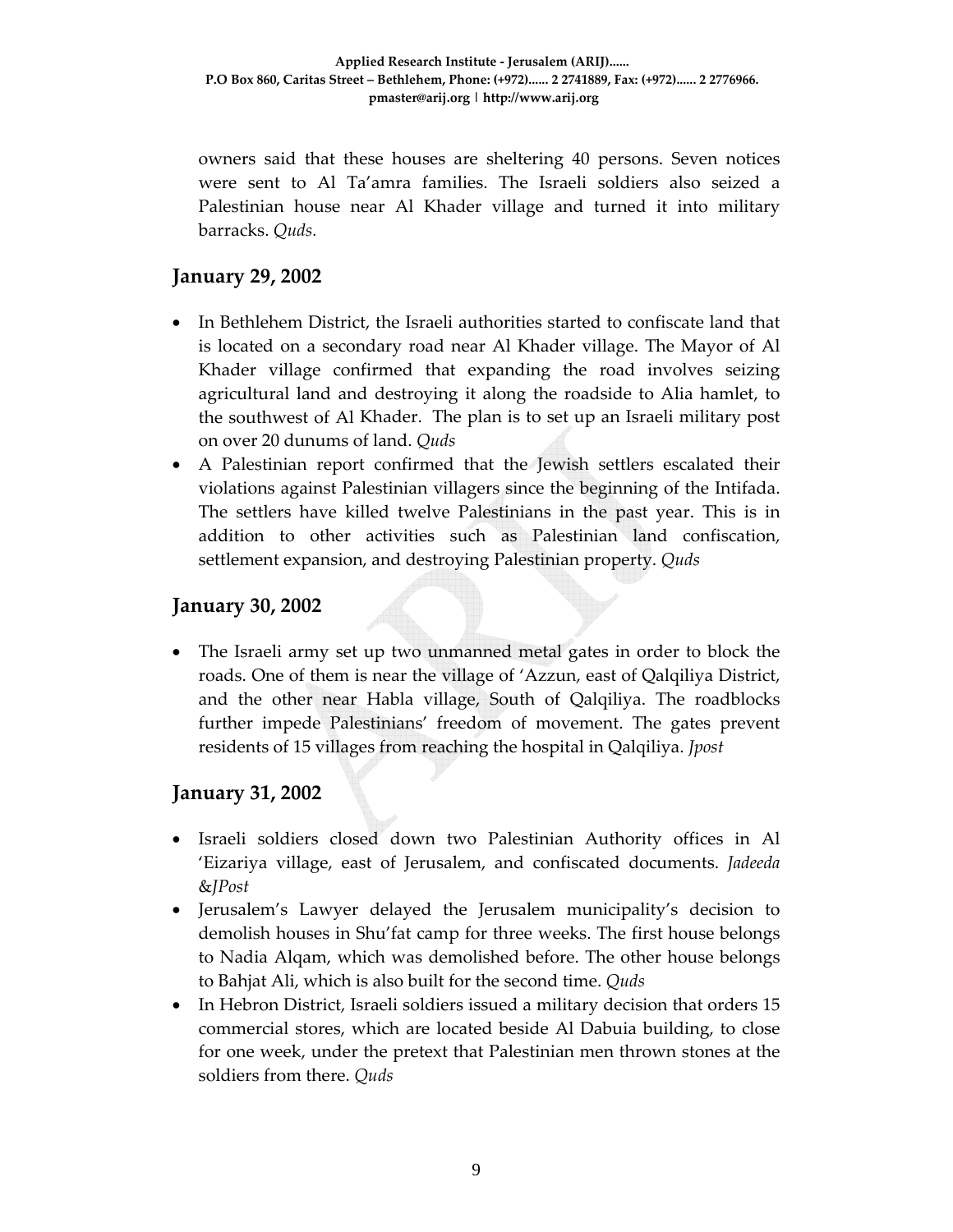owners said that these houses are sheltering 40 persons. Seven notices were sent to Al Ta'amra families. The Israeli soldiers also seized a Palestinian house near Al Khader village and turned it into military barracks. *Quds.*

## January 29, 2002

- In Bethlehem District, the Israeli authorities started to confiscate land that is located on a secondary road near Al Khader village. The Mayor of Al Khader village confirmed that expanding the road involves seizing agricultural land and destroying it along the roadside to Alia hamlet, to the southwest of Al Khader. The plan is to set up an Israeli military post on over 20 dunums of land. *Quds*
- A Palestinian report confirmed that the Jewish settlers escalated their violations against Palestinian villagers since the beginning of the Intifada. The settlers have killed twelve Palestinians in the past year. This is in addition to other activities such as Palestinian land confiscation, settlement expansion, and destroying Palestinian property. *Quds*

## January 30, 2002

- The Israeli army set up two unmanned metal gates in order to block the roads. One of them is near the village of 'Azzun, east of Qalqiliya District, and the other near Habla village, South of Qalqiliya. The roadblocks further impede Palestinians' freedom of movement. The gates prevent residents of 15 villages from reaching the hospital in Qalqiliya. *Jpost*

## January 31, 2002

- Israeli soldiers closed down two Palestinian Authority offices in Al 'Eizariya village, east of Jerusalem, and confiscated documents. *Jadeeda &JPost*
- Jerusalem's Lawyer delayed the Jerusalem municipality's decision to demolish houses in Shu'fat camp for three weeks. The first house belongs to Nadia Alqam, which was demolished before. The other house belongs to Bahjat Ali, which is also built for the second time. *Quds*
- In Hebron District, Israeli soldiers issued a military decision that orders 15 commercial stores, which are located beside Al Dabuia building, to close for one week, under the pretext that Palestinian men thrown stones at the soldiers from there. *Quds*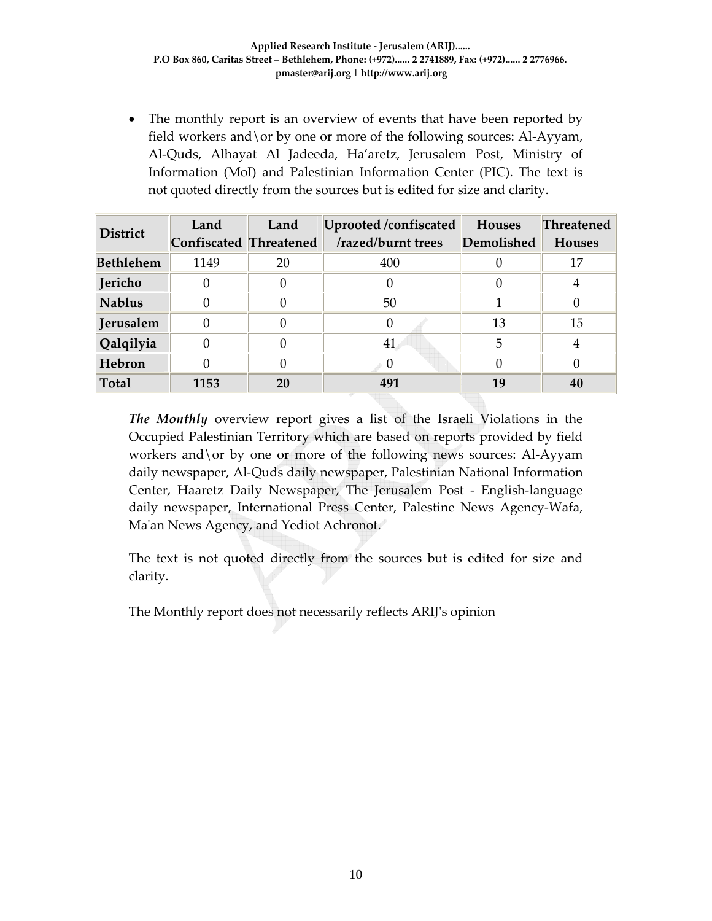- The monthly report is an overview of events that have been reported by field workers and\or by one or more of the following sources: Al-Ayyam, Al-Quds, Alhayat Al Jadeeda, Ha'aretz, Jerusalem Post, Ministry of Information (MoI) and Palestinian Information Center (PIC). The text is not quoted directly from the sources but is edited for size and clarity.

| District | Land Confiscated | Land Threatened | Uprooted /confiscated /razed/burnt trees | Houses Demolished | Threatened Houses |
|---|---|---|---|---|---|
| **Bethlehem** | 1149 | 20 | 400 | 0 | 17 |
| **Jericho** | 0 | 0 | 0 | 0 | 4 |
| **Nablus** | 0 | 0 | 50 | 1 | 0 |
| **Jerusalem** | 0 | 0 | 0 | 13 | 15 |
| **Qalqilyia** | 0 | 0 | 41 | 5 | 4 |
| **Hebron** | 0 | 0 | 0 | 0 | 0 |
| **Total** | **1153** | **20** | **491** | **19** | **40** |

***The Monthly*** overview report gives a list of the Israeli Violations in the Occupied Palestinian Territory which are based on reports provided by field workers and\or by one or more of the following news sources: Al-Ayyam daily newspaper, Al-Quds daily newspaper, Palestinian National Information Center, Haaretz Daily Newspaper, The Jerusalem Post - English-language daily newspaper, International Press Center, Palestine News Agency-Wafa, Ma'an News Agency, and Yediot Achronot.

The text is not quoted directly from the sources but is edited for size and clarity.

The Monthly report does not necessarily reflects ARIJ's opinion